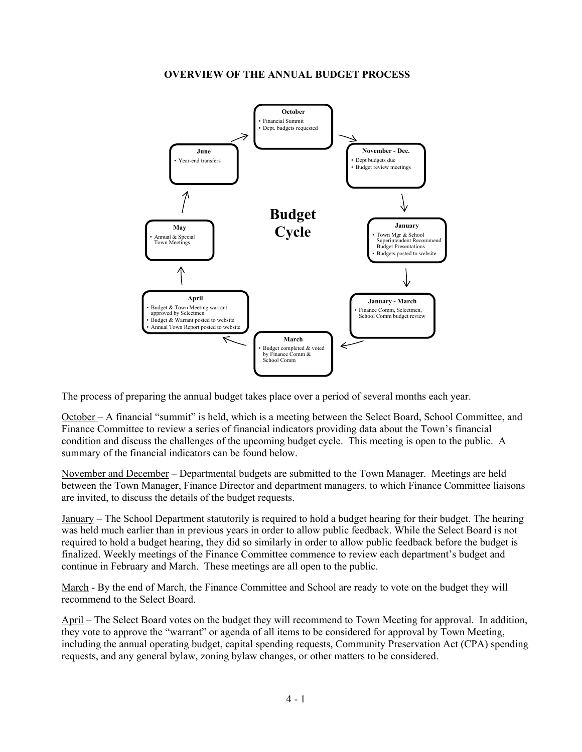# OVERVIEW OF THE ANNUAL BUDGET PROCESS

**Budget Cycle**

**October**
- Financial Summit
- Dept. budgets requested

**November - Dec.**
- Dept budgets due
- Budget review meetings

**January**
- Town Mgr & School Superintendent Recommend Budget Presentations
- Budgets posted to website

**January - March**
- Finance Comm, Selectmen, School Comm budget review

**March**
- Budget completed & voted by Finance Comm & School Comm

**April**
- Budget & Town Meeting warrant approved by Selectmen
- Budget & Warrant posted to website
- Annual Town Report posted to website

**May**
- Annual & Special Town Meetings

**June**
- Year-end transfers

The process of preparing the annual budget takes place over a period of several months each year.

October – A financial "summit" is held, which is a meeting between the Select Board, School Committee, and Finance Committee to review a series of financial indicators providing data about the Town's financial condition and discuss the challenges of the upcoming budget cycle. This meeting is open to the public. A summary of the financial indicators can be found below.

November and December – Departmental budgets are submitted to the Town Manager. Meetings are held between the Town Manager, Finance Director and department managers, to which Finance Committee liaisons are invited, to discuss the details of the budget requests.

January – The School Department statutorily is required to hold a budget hearing for their budget. The hearing was held much earlier than in previous years in order to allow public feedback. While the Select Board is not required to hold a budget hearing, they did so similarly in order to allow public feedback before the budget is finalized. Weekly meetings of the Finance Committee commence to review each department's budget and continue in February and March. These meetings are all open to the public.

March - By the end of March, the Finance Committee and School are ready to vote on the budget they will recommend to the Select Board.

April – The Select Board votes on the budget they will recommend to Town Meeting for approval. In addition, they vote to approve the "warrant" or agenda of all items to be considered for approval by Town Meeting, including the annual operating budget, capital spending requests, Community Preservation Act (CPA) spending requests, and any general bylaw, zoning bylaw changes, or other matters to be considered.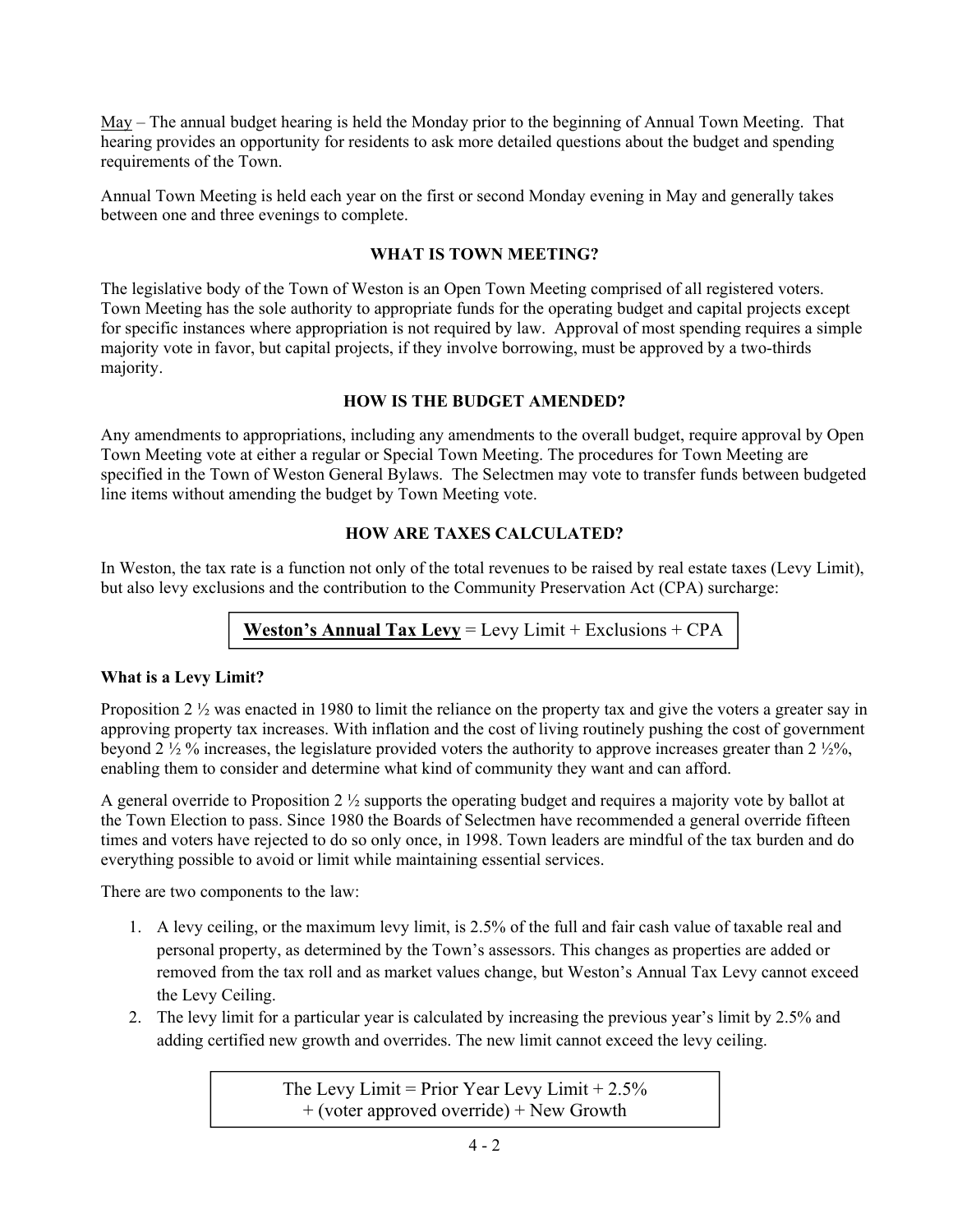May – The annual budget hearing is held the Monday prior to the beginning of Annual Town Meeting. That hearing provides an opportunity for residents to ask more detailed questions about the budget and spending requirements of the Town.

Annual Town Meeting is held each year on the first or second Monday evening in May and generally takes between one and three evenings to complete.

## WHAT IS TOWN MEETING?

The legislative body of the Town of Weston is an Open Town Meeting comprised of all registered voters. Town Meeting has the sole authority to appropriate funds for the operating budget and capital projects except for specific instances where appropriation is not required by law. Approval of most spending requires a simple majority vote in favor, but capital projects, if they involve borrowing, must be approved by a two-thirds majority.

## HOW IS THE BUDGET AMENDED?

Any amendments to appropriations, including any amendments to the overall budget, require approval by Open Town Meeting vote at either a regular or Special Town Meeting. The procedures for Town Meeting are specified in the Town of Weston General Bylaws. The Selectmen may vote to transfer funds between budgeted line items without amending the budget by Town Meeting vote.

## HOW ARE TAXES CALCULATED?

In Weston, the tax rate is a function not only of the total revenues to be raised by real estate taxes (Levy Limit), but also levy exclusions and the contribution to the Community Preservation Act (CPA) surcharge:

**Weston's Annual Tax Levy** = Levy Limit + Exclusions + CPA

### What is a Levy Limit?

Proposition 2 ½ was enacted in 1980 to limit the reliance on the property tax and give the voters a greater say in approving property tax increases. With inflation and the cost of living routinely pushing the cost of government beyond 2 ½ % increases, the legislature provided voters the authority to approve increases greater than 2 ½%, enabling them to consider and determine what kind of community they want and can afford.

A general override to Proposition 2 ½ supports the operating budget and requires a majority vote by ballot at the Town Election to pass. Since 1980 the Boards of Selectmen have recommended a general override fifteen times and voters have rejected to do so only once, in 1998. Town leaders are mindful of the tax burden and do everything possible to avoid or limit while maintaining essential services.

There are two components to the law:

1. A levy ceiling, or the maximum levy limit, is 2.5% of the full and fair cash value of taxable real and personal property, as determined by the Town's assessors. This changes as properties are added or removed from the tax roll and as market values change, but Weston's Annual Tax Levy cannot exceed the Levy Ceiling.
2. The levy limit for a particular year is calculated by increasing the previous year's limit by 2.5% and adding certified new growth and overrides. The new limit cannot exceed the levy ceiling.

The Levy Limit = Prior Year Levy Limit + 2.5% + (voter approved override) + New Growth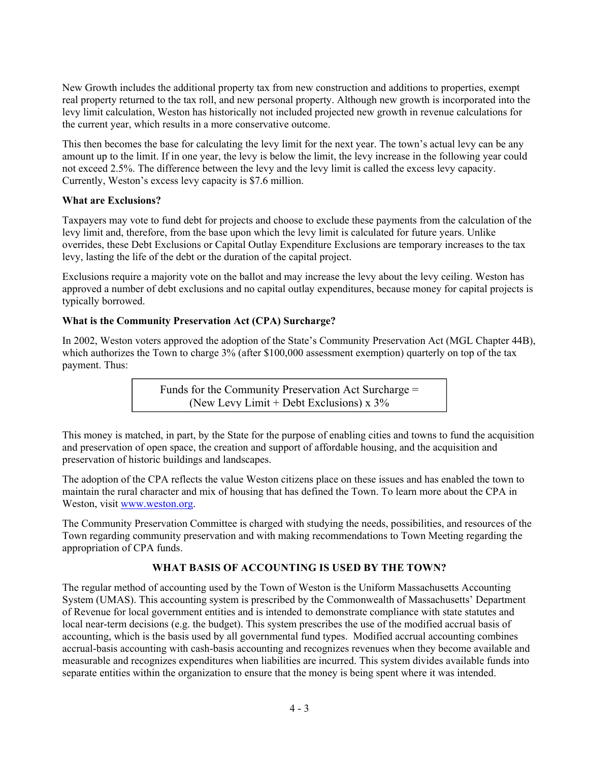New Growth includes the additional property tax from new construction and additions to properties, exempt real property returned to the tax roll, and new personal property. Although new growth is incorporated into the levy limit calculation, Weston has historically not included projected new growth in revenue calculations for the current year, which results in a more conservative outcome.

This then becomes the base for calculating the levy limit for the next year. The town's actual levy can be any amount up to the limit. If in one year, the levy is below the limit, the levy increase in the following year could not exceed 2.5%. The difference between the levy and the levy limit is called the excess levy capacity. Currently, Weston's excess levy capacity is $7.6 million.

**What are Exclusions?**

Taxpayers may vote to fund debt for projects and choose to exclude these payments from the calculation of the levy limit and, therefore, from the base upon which the levy limit is calculated for future years. Unlike overrides, these Debt Exclusions or Capital Outlay Expenditure Exclusions are temporary increases to the tax levy, lasting the life of the debt or the duration of the capital project.

Exclusions require a majority vote on the ballot and may increase the levy about the levy ceiling. Weston has approved a number of debt exclusions and no capital outlay expenditures, because money for capital projects is typically borrowed.

**What is the Community Preservation Act (CPA) Surcharge?**

In 2002, Weston voters approved the adoption of the State's Community Preservation Act (MGL Chapter 44B), which authorizes the Town to charge 3% (after $100,000 assessment exemption) quarterly on top of the tax payment. Thus:

| Funds for the Community Preservation Act Surcharge = (New Levy Limit + Debt Exclusions) x 3% |
|---|

This money is matched, in part, by the State for the purpose of enabling cities and towns to fund the acquisition and preservation of open space, the creation and support of affordable housing, and the acquisition and preservation of historic buildings and landscapes.

The adoption of the CPA reflects the value Weston citizens place on these issues and has enabled the town to maintain the rural character and mix of housing that has defined the Town. To learn more about the CPA in Weston, visit www.weston.org.

The Community Preservation Committee is charged with studying the needs, possibilities, and resources of the Town regarding community preservation and with making recommendations to Town Meeting regarding the appropriation of CPA funds.

## WHAT BASIS OF ACCOUNTING IS USED BY THE TOWN?

The regular method of accounting used by the Town of Weston is the Uniform Massachusetts Accounting System (UMAS). This accounting system is prescribed by the Commonwealth of Massachusetts' Department of Revenue for local government entities and is intended to demonstrate compliance with state statutes and local near-term decisions (e.g. the budget). This system prescribes the use of the modified accrual basis of accounting, which is the basis used by all governmental fund types. Modified accrual accounting combines accrual-basis accounting with cash-basis accounting and recognizes revenues when they become available and measurable and recognizes expenditures when liabilities are incurred. This system divides available funds into separate entities within the organization to ensure that the money is being spent where it was intended.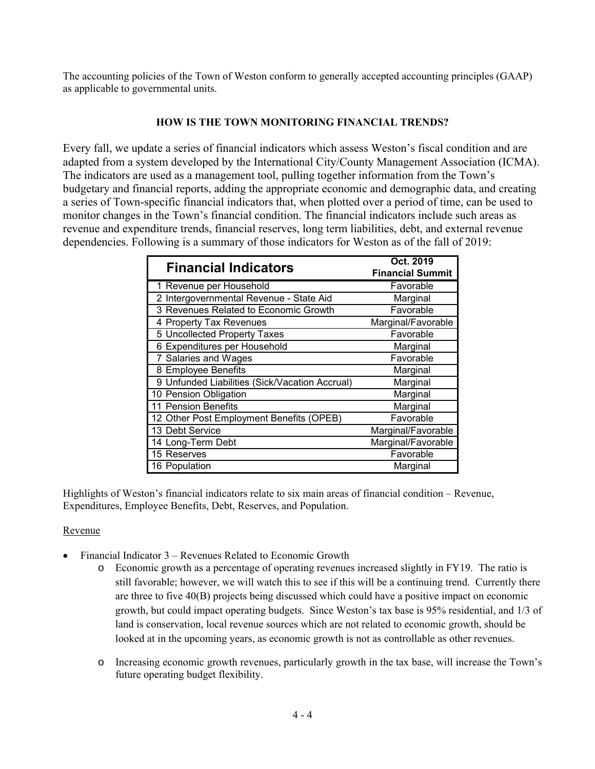The accounting policies of the Town of Weston conform to generally accepted accounting principles (GAAP) as applicable to governmental units.

## HOW IS THE TOWN MONITORING FINANCIAL TRENDS?

Every fall, we update a series of financial indicators which assess Weston's fiscal condition and are adapted from a system developed by the International City/County Management Association (ICMA). The indicators are used as a management tool, pulling together information from the Town's budgetary and financial reports, adding the appropriate economic and demographic data, and creating a series of Town-specific financial indicators that, when plotted over a period of time, can be used to monitor changes in the Town's financial condition. The financial indicators include such areas as revenue and expenditure trends, financial reserves, long term liabilities, debt, and external revenue dependencies. Following is a summary of those indicators for Weston as of the fall of 2019:

| Financial Indicators | Oct. 2019 Financial Summit |
|---|---|
| 1 Revenue per Household | Favorable |
| 2 Intergovernmental Revenue - State Aid | Marginal |
| 3 Revenues Related to Economic Growth | Favorable |
| 4 Property Tax Revenues | Marginal/Favorable |
| 5 Uncollected Property Taxes | Favorable |
| 6 Expenditures per Household | Marginal |
| 7 Salaries and Wages | Favorable |
| 8 Employee Benefits | Marginal |
| 9 Unfunded Liabilities (Sick/Vacation Accrual) | Marginal |
| 10 Pension Obligation | Marginal |
| 11 Pension Benefits | Marginal |
| 12 Other Post Employment Benefits (OPEB) | Favorable |
| 13 Debt Service | Marginal/Favorable |
| 14 Long-Term Debt | Marginal/Favorable |
| 15 Reserves | Favorable |
| 16 Population | Marginal |

Highlights of Weston's financial indicators relate to six main areas of financial condition – Revenue, Expenditures, Employee Benefits, Debt, Reserves, and Population.

Revenue

- Financial Indicator 3 – Revenues Related to Economic Growth
  - Economic growth as a percentage of operating revenues increased slightly in FY19. The ratio is still favorable; however, we will watch this to see if this will be a continuing trend. Currently there are three to five 40(B) projects being discussed which could have a positive impact on economic growth, but could impact operating budgets. Since Weston's tax base is 95% residential, and 1/3 of land is conservation, local revenue sources which are not related to economic growth, should be looked at in the upcoming years, as economic growth is not as controllable as other revenues.
  - Increasing economic growth revenues, particularly growth in the tax base, will increase the Town's future operating budget flexibility.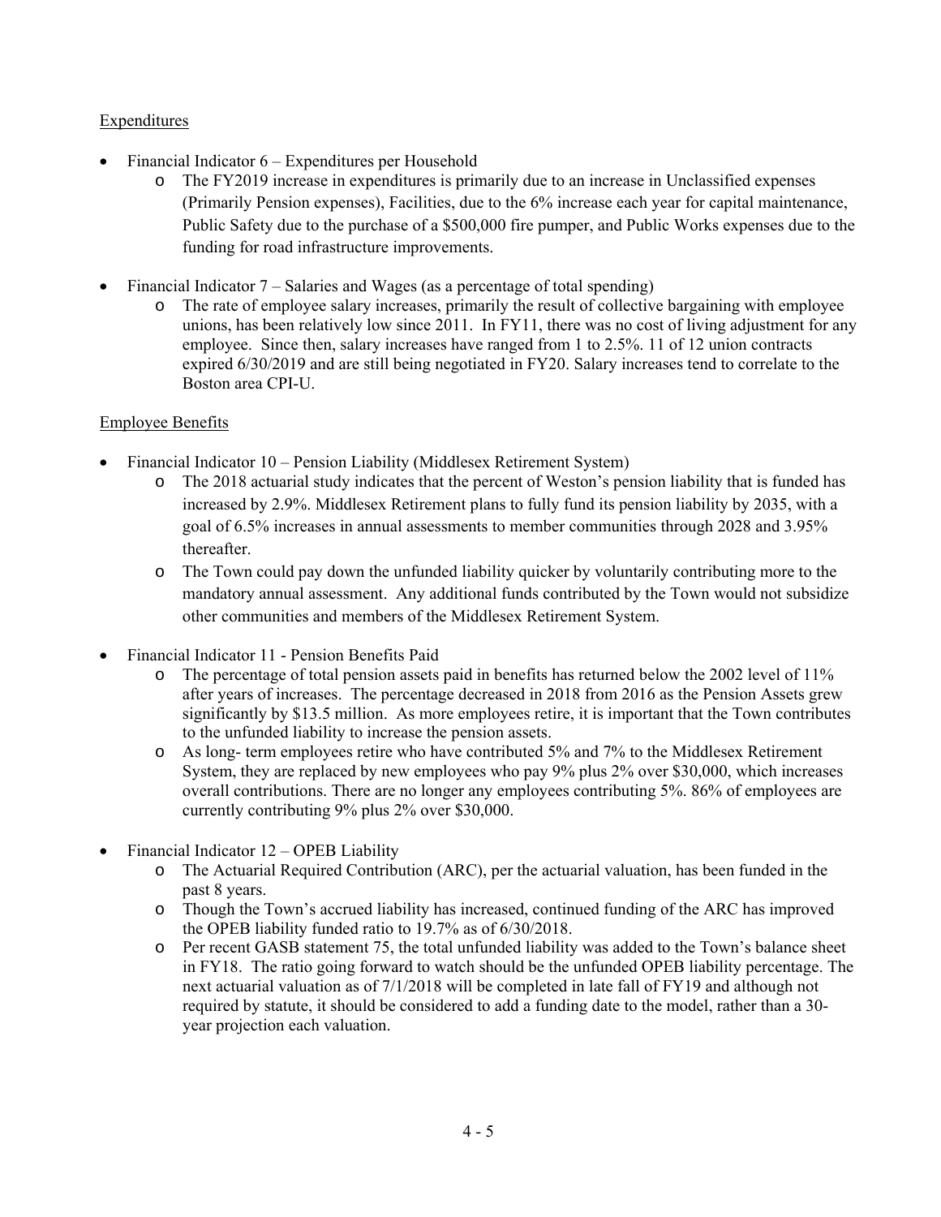## Expenditures

- Financial Indicator 6 – Expenditures per Household
  - The FY2019 increase in expenditures is primarily due to an increase in Unclassified expenses (Primarily Pension expenses), Facilities, due to the 6% increase each year for capital maintenance, Public Safety due to the purchase of a $500,000 fire pumper, and Public Works expenses due to the funding for road infrastructure improvements.

- Financial Indicator 7 – Salaries and Wages (as a percentage of total spending)
  - The rate of employee salary increases, primarily the result of collective bargaining with employee unions, has been relatively low since 2011. In FY11, there was no cost of living adjustment for any employee. Since then, salary increases have ranged from 1 to 2.5%. 11 of 12 union contracts expired 6/30/2019 and are still being negotiated in FY20. Salary increases tend to correlate to the Boston area CPI-U.

## Employee Benefits

- Financial Indicator 10 – Pension Liability (Middlesex Retirement System)
  - The 2018 actuarial study indicates that the percent of Weston's pension liability that is funded has increased by 2.9%. Middlesex Retirement plans to fully fund its pension liability by 2035, with a goal of 6.5% increases in annual assessments to member communities through 2028 and 3.95% thereafter.
  - The Town could pay down the unfunded liability quicker by voluntarily contributing more to the mandatory annual assessment. Any additional funds contributed by the Town would not subsidize other communities and members of the Middlesex Retirement System.

- Financial Indicator 11 - Pension Benefits Paid
  - The percentage of total pension assets paid in benefits has returned below the 2002 level of 11% after years of increases. The percentage decreased in 2018 from 2016 as the Pension Assets grew significantly by $13.5 million. As more employees retire, it is important that the Town contributes to the unfunded liability to increase the pension assets.
  - As long- term employees retire who have contributed 5% and 7% to the Middlesex Retirement System, they are replaced by new employees who pay 9% plus 2% over $30,000, which increases overall contributions. There are no longer any employees contributing 5%. 86% of employees are currently contributing 9% plus 2% over $30,000.

- Financial Indicator 12 – OPEB Liability
  - The Actuarial Required Contribution (ARC), per the actuarial valuation, has been funded in the past 8 years.
  - Though the Town's accrued liability has increased, continued funding of the ARC has improved the OPEB liability funded ratio to 19.7% as of 6/30/2018.
  - Per recent GASB statement 75, the total unfunded liability was added to the Town's balance sheet in FY18. The ratio going forward to watch should be the unfunded OPEB liability percentage. The next actuarial valuation as of 7/1/2018 will be completed in late fall of FY19 and although not required by statute, it should be considered to add a funding date to the model, rather than a 30-year projection each valuation.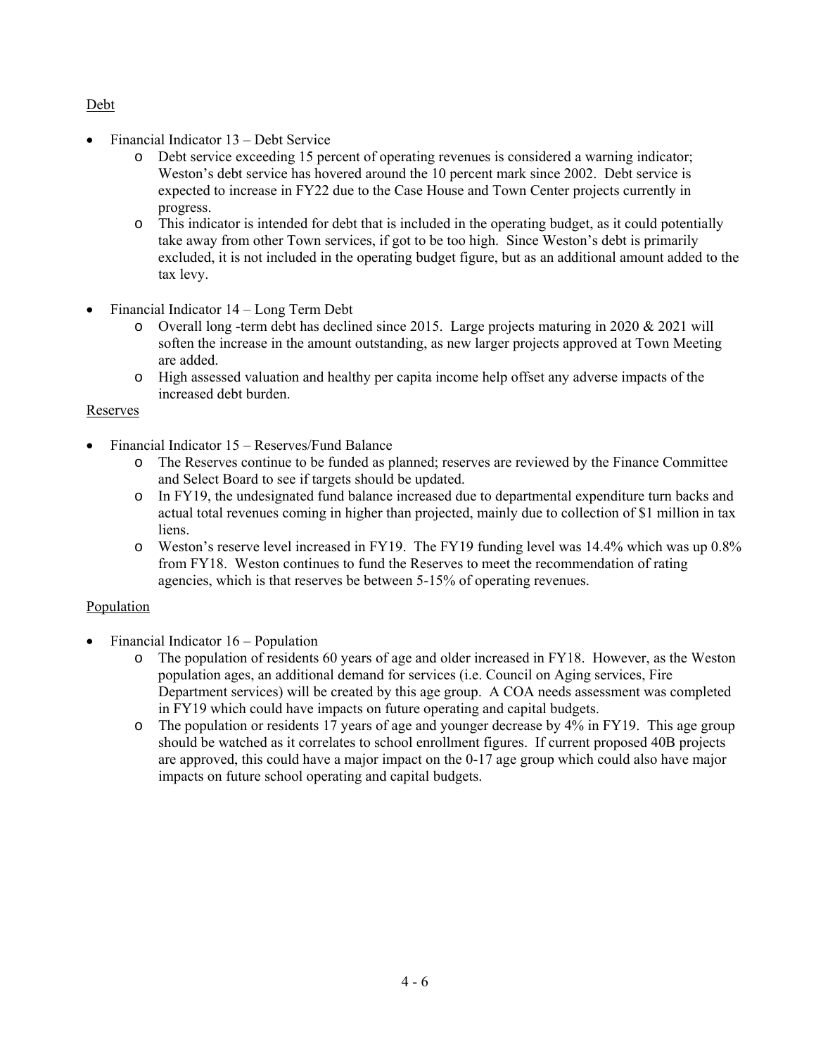Debt

- Financial Indicator 13 – Debt Service
  - Debt service exceeding 15 percent of operating revenues is considered a warning indicator; Weston's debt service has hovered around the 10 percent mark since 2002. Debt service is expected to increase in FY22 due to the Case House and Town Center projects currently in progress.
  - This indicator is intended for debt that is included in the operating budget, as it could potentially take away from other Town services, if got to be too high. Since Weston's debt is primarily excluded, it is not included in the operating budget figure, but as an additional amount added to the tax levy.

- Financial Indicator 14 – Long Term Debt
  - Overall long -term debt has declined since 2015. Large projects maturing in 2020 & 2021 will soften the increase in the amount outstanding, as new larger projects approved at Town Meeting are added.
  - High assessed valuation and healthy per capita income help offset any adverse impacts of the increased debt burden.

Reserves

- Financial Indicator 15 – Reserves/Fund Balance
  - The Reserves continue to be funded as planned; reserves are reviewed by the Finance Committee and Select Board to see if targets should be updated.
  - In FY19, the undesignated fund balance increased due to departmental expenditure turn backs and actual total revenues coming in higher than projected, mainly due to collection of $1 million in tax liens.
  - Weston's reserve level increased in FY19. The FY19 funding level was 14.4% which was up 0.8% from FY18. Weston continues to fund the Reserves to meet the recommendation of rating agencies, which is that reserves be between 5-15% of operating revenues.

Population

- Financial Indicator 16 – Population
  - The population of residents 60 years of age and older increased in FY18. However, as the Weston population ages, an additional demand for services (i.e. Council on Aging services, Fire Department services) will be created by this age group. A COA needs assessment was completed in FY19 which could have impacts on future operating and capital budgets.
  - The population or residents 17 years of age and younger decrease by 4% in FY19. This age group should be watched as it correlates to school enrollment figures. If current proposed 40B projects are approved, this could have a major impact on the 0-17 age group which could also have major impacts on future school operating and capital budgets.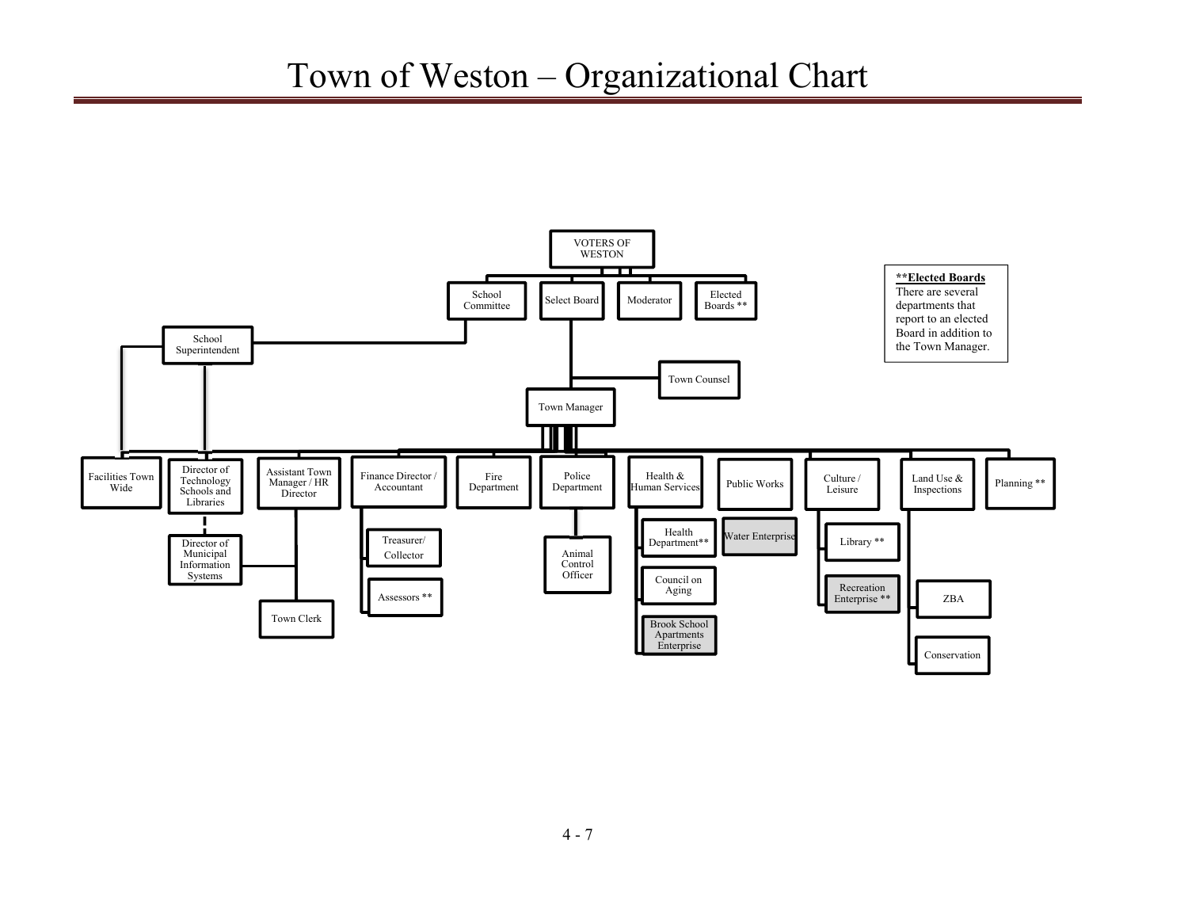# Town of Weston – Organizational Chart

- VOTERS OF WESTON
  - School Committee
    - School Superintendent
      - Facilities Town Wide
      - Director of Technology Schools and Libraries
        - Director of Municipal Information Systems
  - Select Board
    - Town Counsel
    - Town Manager
      - Facilities Town Wide
      - Director of Technology Schools and Libraries
      - Assistant Town Manager / HR Director
        - Director of Municipal Information Systems
        - Town Clerk
      - Finance Director / Accountant
        - Treasurer/ Collector
        - Assessors **
      - Fire Department
      - Police Department
        - Animal Control Officer
      - Health & Human Services
        - Health Department**
        - Council on Aging
        - Brook School Apartments Enterprise
      - Public Works
        - Water Enterprise
      - Culture / Leisure
        - Library **
        - Recreation Enterprise **
      - Land Use & Inspections
        - ZBA
        - Conservation
      - Planning **
  - Moderator
  - Elected Boards **

**\*\*Elected Boards**
There are several departments that report to an elected Board in addition to the Town Manager.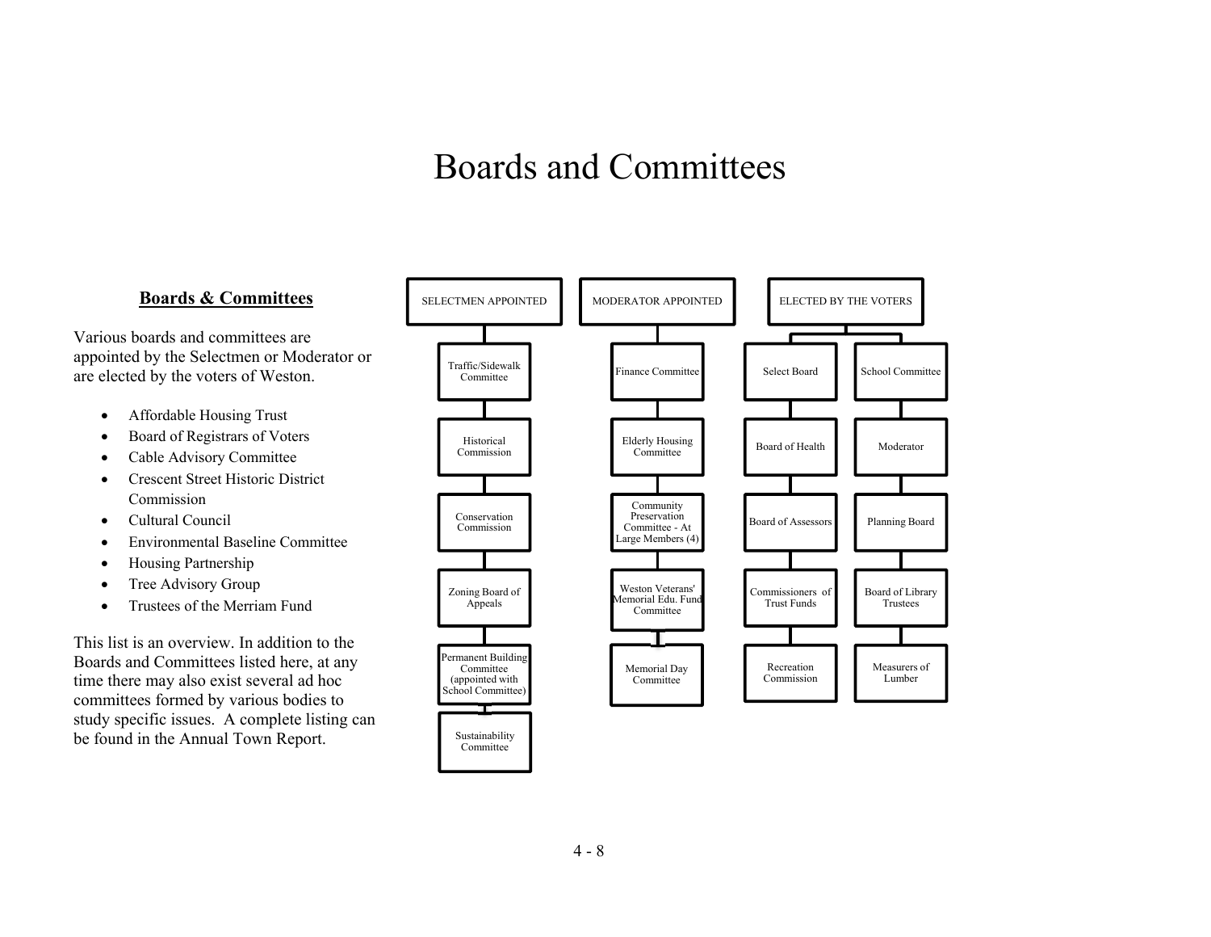# Boards and Committees

**Boards & Committees**

Various boards and committees are appointed by the Selectmen or Moderator or are elected by the voters of Weston.

- Affordable Housing Trust
- Board of Registrars of Voters
- Cable Advisory Committee
- Crescent Street Historic District Commission
- Cultural Council
- Environmental Baseline Committee
- Housing Partnership
- Tree Advisory Group
- Trustees of the Merriam Fund

This list is an overview. In addition to the Boards and Committees listed here, at any time there may also exist several ad hoc committees formed by various bodies to study specific issues. A complete listing can be found in the Annual Town Report.

| SELECTMEN APPOINTED | MODERATOR APPOINTED | ELECTED BY THE VOTERS | |
|---|---|---|---|
| Traffic/Sidewalk Committee | Finance Committee | Select Board | School Committee |
| Historical Commission | Elderly Housing Committee | Board of Health | Moderator |
| Conservation Commission | Community Preservation Committee - At Large Members (4) | Board of Assessors | Planning Board |
| Zoning Board of Appeals | Weston Veterans' Memorial Edu. Fund Committee | Commissioners of Trust Funds | Board of Library Trustees |
| Permanent Building Committee (appointed with School Committee) | Memorial Day Committee | Recreation Commission | Measurers of Lumber |
| Sustainability Committee | | | |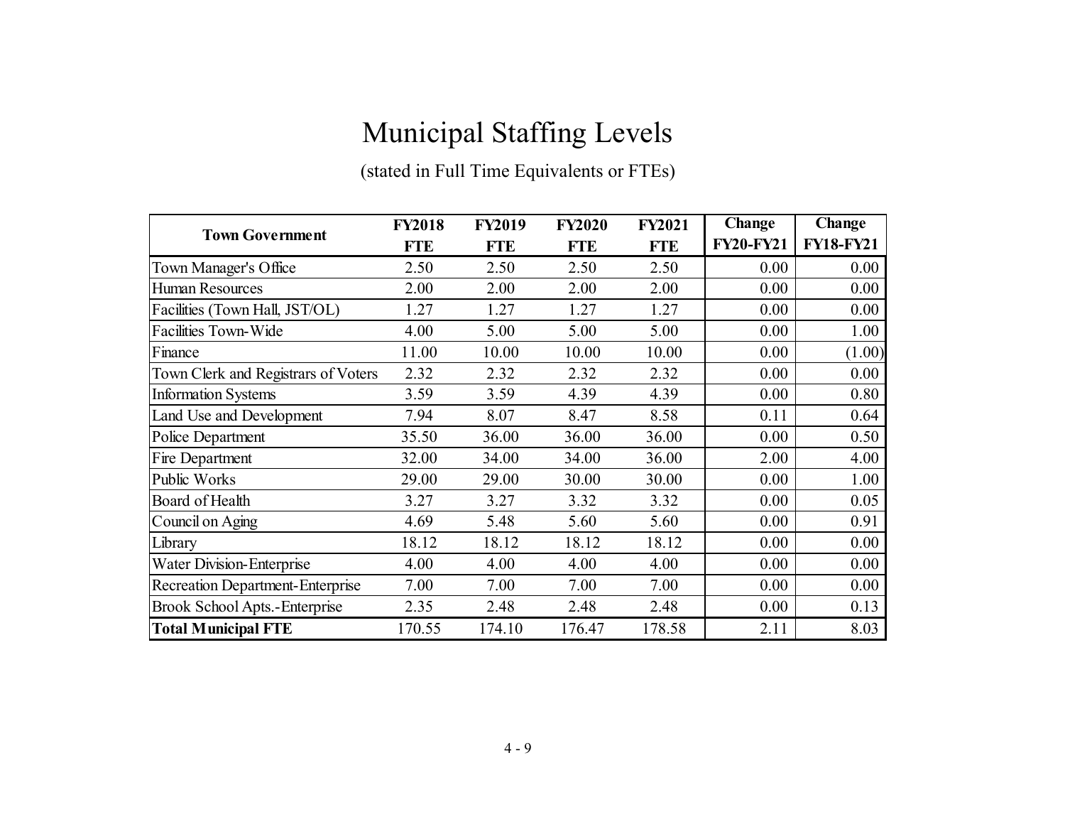# Municipal Staffing Levels

(stated in Full Time Equivalents or FTEs)

| Town Government | FY2018 FTE | FY2019 FTE | FY2020 FTE | FY2021 FTE | Change FY20-FY21 | Change FY18-FY21 |
|---|---|---|---|---|---|---|
| Town Manager's Office | 2.50 | 2.50 | 2.50 | 2.50 | 0.00 | 0.00 |
| Human Resources | 2.00 | 2.00 | 2.00 | 2.00 | 0.00 | 0.00 |
| Facilities (Town Hall, JST/OL) | 1.27 | 1.27 | 1.27 | 1.27 | 0.00 | 0.00 |
| Facilities Town-Wide | 4.00 | 5.00 | 5.00 | 5.00 | 0.00 | 1.00 |
| Finance | 11.00 | 10.00 | 10.00 | 10.00 | 0.00 | (1.00) |
| Town Clerk and Registrars of Voters | 2.32 | 2.32 | 2.32 | 2.32 | 0.00 | 0.00 |
| Information Systems | 3.59 | 3.59 | 4.39 | 4.39 | 0.00 | 0.80 |
| Land Use and Development | 7.94 | 8.07 | 8.47 | 8.58 | 0.11 | 0.64 |
| Police Department | 35.50 | 36.00 | 36.00 | 36.00 | 0.00 | 0.50 |
| Fire Department | 32.00 | 34.00 | 34.00 | 36.00 | 2.00 | 4.00 |
| Public Works | 29.00 | 29.00 | 30.00 | 30.00 | 0.00 | 1.00 |
| Board of Health | 3.27 | 3.27 | 3.32 | 3.32 | 0.00 | 0.05 |
| Council on Aging | 4.69 | 5.48 | 5.60 | 5.60 | 0.00 | 0.91 |
| Library | 18.12 | 18.12 | 18.12 | 18.12 | 0.00 | 0.00 |
| Water Division-Enterprise | 4.00 | 4.00 | 4.00 | 4.00 | 0.00 | 0.00 |
| Recreation Department-Enterprise | 7.00 | 7.00 | 7.00 | 7.00 | 0.00 | 0.00 |
| Brook School Apts.-Enterprise | 2.35 | 2.48 | 2.48 | 2.48 | 0.00 | 0.13 |
| **Total Municipal FTE** | 170.55 | 174.10 | 176.47 | 178.58 | 2.11 | 8.03 |